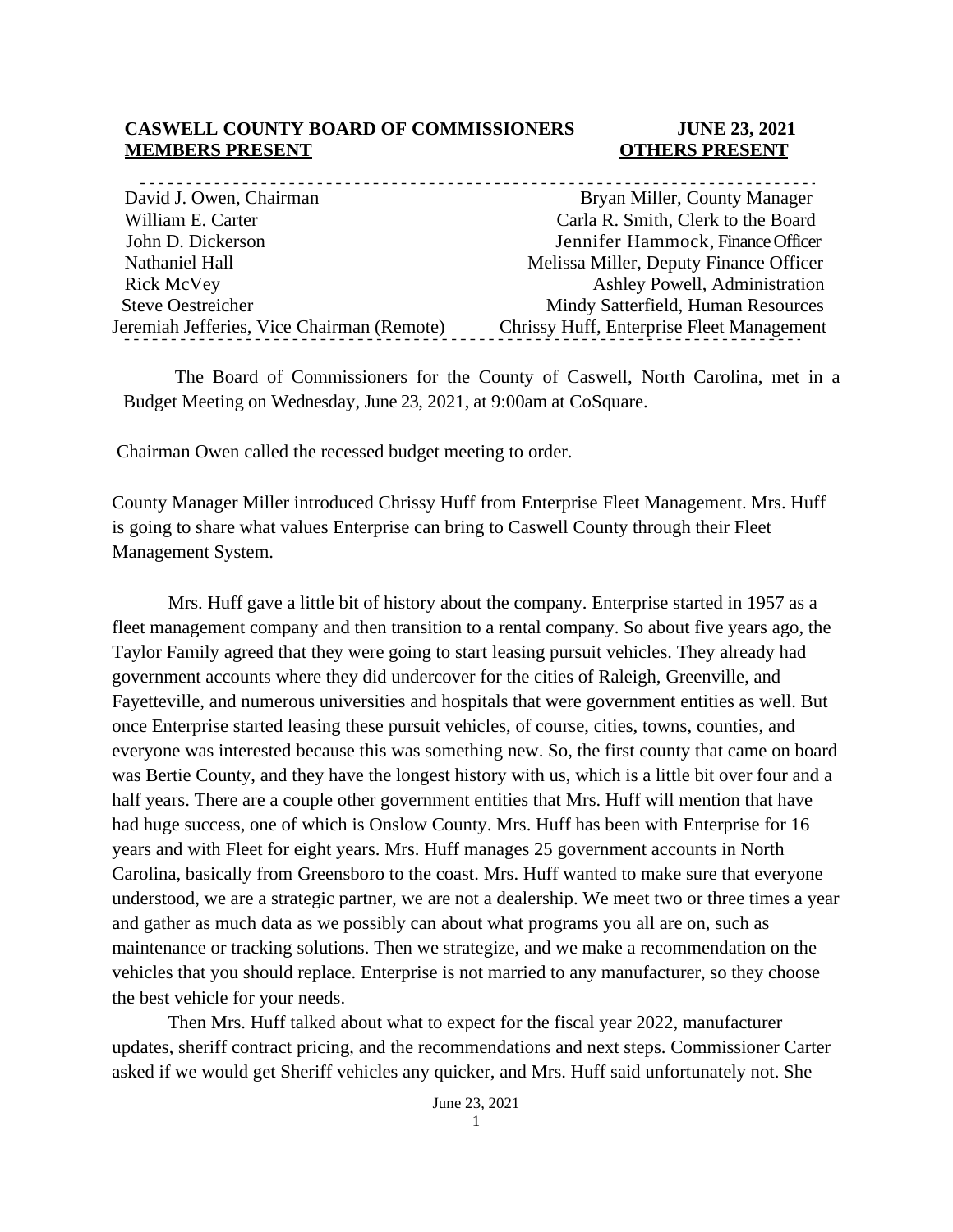**CASWELL COUNTY BOARD OF COMMISSIONERS** **JUNE 23, 2021**

| **MEMBERS PRESENT** | **OTHERS PRESENT** |
|---|---|
| David J. Owen, Chairman | Bryan Miller, County Manager |
| William E. Carter | Carla R. Smith, Clerk to the Board |
| John D. Dickerson | Jennifer Hammock, Finance Officer |
| Nathaniel Hall | Melissa Miller, Deputy Finance Officer |
| Rick McVey | Ashley Powell, Administration |
| Steve Oestreicher | Mindy Satterfield, Human Resources |
| Jeremiah Jefferies, Vice Chairman (Remote) | Chrissy Huff, Enterprise Fleet Management |

The Board of Commissioners for the County of Caswell, North Carolina, met in a Budget Meeting on Wednesday, June 23, 2021, at 9:00am at CoSquare.

Chairman Owen called the recessed budget meeting to order.

County Manager Miller introduced Chrissy Huff from Enterprise Fleet Management. Mrs. Huff is going to share what values Enterprise can bring to Caswell County through their Fleet Management System.

Mrs. Huff gave a little bit of history about the company. Enterprise started in 1957 as a fleet management company and then transition to a rental company. So about five years ago, the Taylor Family agreed that they were going to start leasing pursuit vehicles. They already had government accounts where they did undercover for the cities of Raleigh, Greenville, and Fayetteville, and numerous universities and hospitals that were government entities as well. But once Enterprise started leasing these pursuit vehicles, of course, cities, towns, counties, and everyone was interested because this was something new. So, the first county that came on board was Bertie County, and they have the longest history with us, which is a little bit over four and a half years. There are a couple other government entities that Mrs. Huff will mention that have had huge success, one of which is Onslow County. Mrs. Huff has been with Enterprise for 16 years and with Fleet for eight years. Mrs. Huff manages 25 government accounts in North Carolina, basically from Greensboro to the coast. Mrs. Huff wanted to make sure that everyone understood, we are a strategic partner, we are not a dealership. We meet two or three times a year and gather as much data as we possibly can about what programs you all are on, such as maintenance or tracking solutions. Then we strategize, and we make a recommendation on the vehicles that you should replace. Enterprise is not married to any manufacturer, so they choose the best vehicle for your needs.

Then Mrs. Huff talked about what to expect for the fiscal year 2022, manufacturer updates, sheriff contract pricing, and the recommendations and next steps. Commissioner Carter asked if we would get Sheriff vehicles any quicker, and Mrs. Huff said unfortunately not. She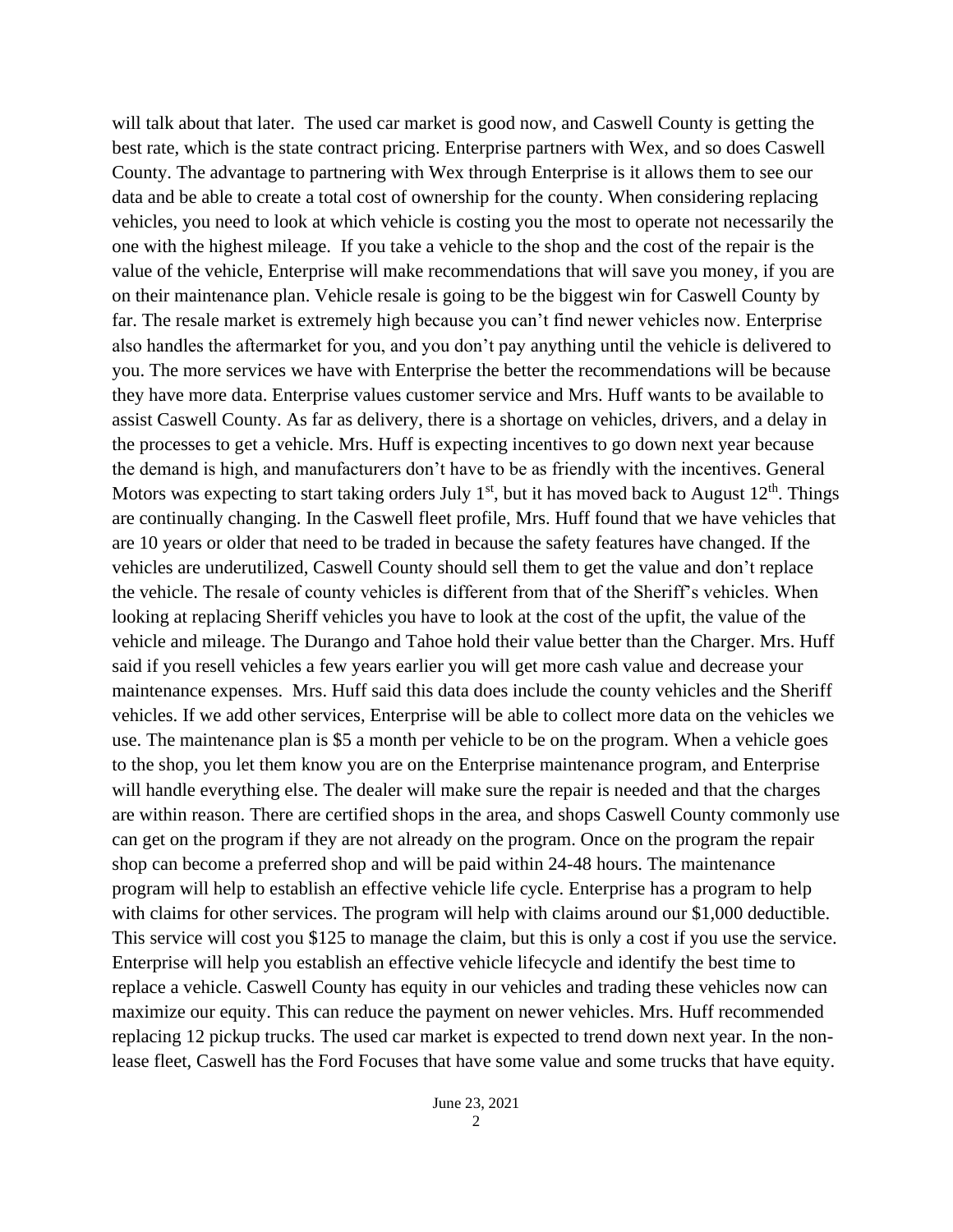will talk about that later. The used car market is good now, and Caswell County is getting the best rate, which is the state contract pricing. Enterprise partners with Wex, and so does Caswell County. The advantage to partnering with Wex through Enterprise is it allows them to see our data and be able to create a total cost of ownership for the county. When considering replacing vehicles, you need to look at which vehicle is costing you the most to operate not necessarily the one with the highest mileage. If you take a vehicle to the shop and the cost of the repair is the value of the vehicle, Enterprise will make recommendations that will save you money, if you are on their maintenance plan. Vehicle resale is going to be the biggest win for Caswell County by far. The resale market is extremely high because you can't find newer vehicles now. Enterprise also handles the aftermarket for you, and you don't pay anything until the vehicle is delivered to you. The more services we have with Enterprise the better the recommendations will be because they have more data. Enterprise values customer service and Mrs. Huff wants to be available to assist Caswell County. As far as delivery, there is a shortage on vehicles, drivers, and a delay in the processes to get a vehicle. Mrs. Huff is expecting incentives to go down next year because the demand is high, and manufacturers don't have to be as friendly with the incentives. General Motors was expecting to start taking orders July 1st, but it has moved back to August 12th. Things are continually changing. In the Caswell fleet profile, Mrs. Huff found that we have vehicles that are 10 years or older that need to be traded in because the safety features have changed. If the vehicles are underutilized, Caswell County should sell them to get the value and don't replace the vehicle. The resale of county vehicles is different from that of the Sheriff's vehicles. When looking at replacing Sheriff vehicles you have to look at the cost of the upfit, the value of the vehicle and mileage. The Durango and Tahoe hold their value better than the Charger. Mrs. Huff said if you resell vehicles a few years earlier you will get more cash value and decrease your maintenance expenses. Mrs. Huff said this data does include the county vehicles and the Sheriff vehicles. If we add other services, Enterprise will be able to collect more data on the vehicles we use. The maintenance plan is $5 a month per vehicle to be on the program. When a vehicle goes to the shop, you let them know you are on the Enterprise maintenance program, and Enterprise will handle everything else. The dealer will make sure the repair is needed and that the charges are within reason. There are certified shops in the area, and shops Caswell County commonly use can get on the program if they are not already on the program. Once on the program the repair shop can become a preferred shop and will be paid within 24-48 hours. The maintenance program will help to establish an effective vehicle life cycle. Enterprise has a program to help with claims for other services. The program will help with claims around our $1,000 deductible. This service will cost you $125 to manage the claim, but this is only a cost if you use the service. Enterprise will help you establish an effective vehicle lifecycle and identify the best time to replace a vehicle. Caswell County has equity in our vehicles and trading these vehicles now can maximize our equity. This can reduce the payment on newer vehicles. Mrs. Huff recommended replacing 12 pickup trucks. The used car market is expected to trend down next year. In the non-lease fleet, Caswell has the Ford Focuses that have some value and some trucks that have equity.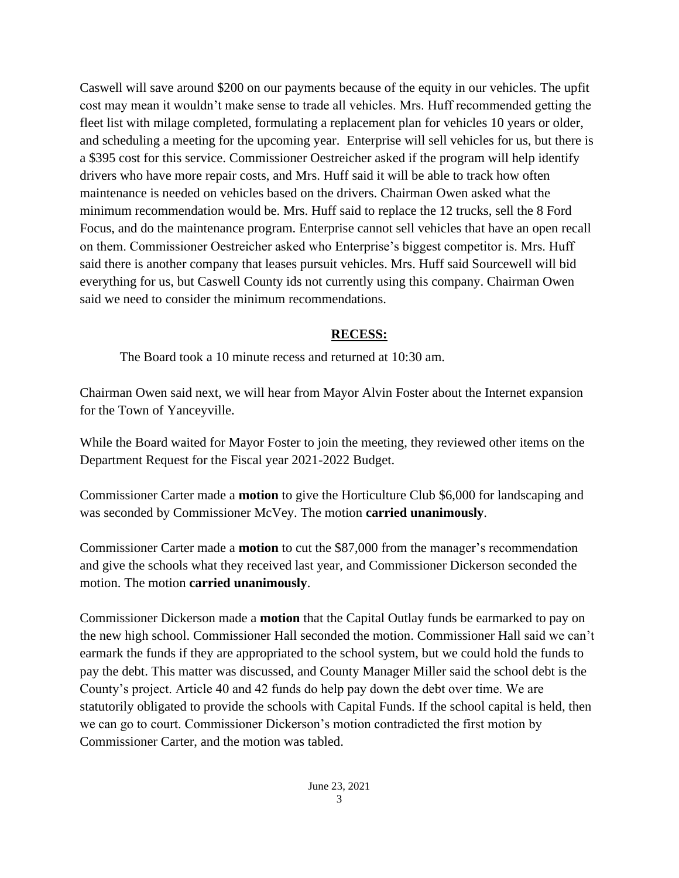Caswell will save around $200 on our payments because of the equity in our vehicles. The upfit cost may mean it wouldn't make sense to trade all vehicles. Mrs. Huff recommended getting the fleet list with milage completed, formulating a replacement plan for vehicles 10 years or older, and scheduling a meeting for the upcoming year. Enterprise will sell vehicles for us, but there is a $395 cost for this service. Commissioner Oestreicher asked if the program will help identify drivers who have more repair costs, and Mrs. Huff said it will be able to track how often maintenance is needed on vehicles based on the drivers. Chairman Owen asked what the minimum recommendation would be. Mrs. Huff said to replace the 12 trucks, sell the 8 Ford Focus, and do the maintenance program. Enterprise cannot sell vehicles that have an open recall on them. Commissioner Oestreicher asked who Enterprise's biggest competitor is. Mrs. Huff said there is another company that leases pursuit vehicles. Mrs. Huff said Sourcewell will bid everything for us, but Caswell County ids not currently using this company. Chairman Owen said we need to consider the minimum recommendations.

## RECESS:

The Board took a 10 minute recess and returned at 10:30 am.

Chairman Owen said next, we will hear from Mayor Alvin Foster about the Internet expansion for the Town of Yanceyville.

While the Board waited for Mayor Foster to join the meeting, they reviewed other items on the Department Request for the Fiscal year 2021-2022 Budget.

Commissioner Carter made a **motion** to give the Horticulture Club $6,000 for landscaping and was seconded by Commissioner McVey. The motion **carried unanimously**.

Commissioner Carter made a **motion** to cut the $87,000 from the manager's recommendation and give the schools what they received last year, and Commissioner Dickerson seconded the motion. The motion **carried unanimously**.

Commissioner Dickerson made a **motion** that the Capital Outlay funds be earmarked to pay on the new high school. Commissioner Hall seconded the motion. Commissioner Hall said we can't earmark the funds if they are appropriated to the school system, but we could hold the funds to pay the debt. This matter was discussed, and County Manager Miller said the school debt is the County's project. Article 40 and 42 funds do help pay down the debt over time. We are statutorily obligated to provide the schools with Capital Funds. If the school capital is held, then we can go to court. Commissioner Dickerson's motion contradicted the first motion by Commissioner Carter, and the motion was tabled.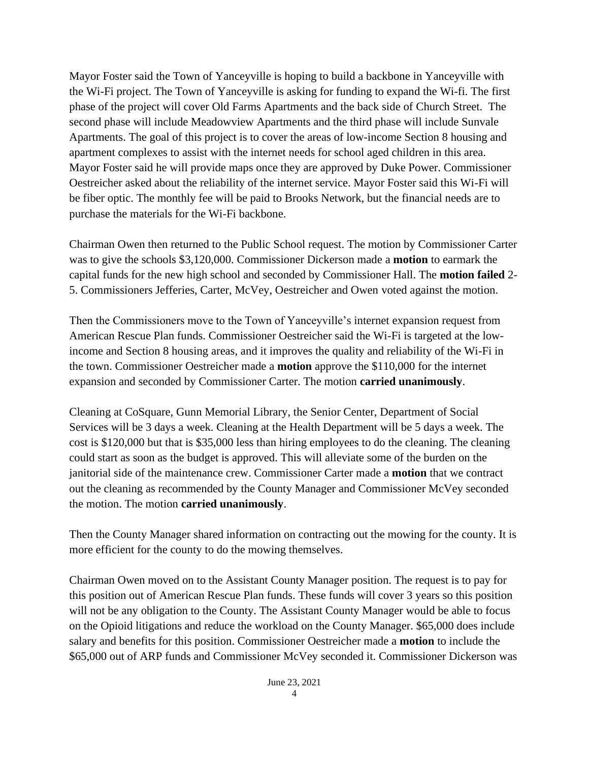Mayor Foster said the Town of Yanceyville is hoping to build a backbone in Yanceyville with the Wi-Fi project. The Town of Yanceyville is asking for funding to expand the Wi-fi. The first phase of the project will cover Old Farms Apartments and the back side of Church Street. The second phase will include Meadowview Apartments and the third phase will include Sunvale Apartments. The goal of this project is to cover the areas of low-income Section 8 housing and apartment complexes to assist with the internet needs for school aged children in this area. Mayor Foster said he will provide maps once they are approved by Duke Power. Commissioner Oestreicher asked about the reliability of the internet service. Mayor Foster said this Wi-Fi will be fiber optic. The monthly fee will be paid to Brooks Network, but the financial needs are to purchase the materials for the Wi-Fi backbone.

Chairman Owen then returned to the Public School request. The motion by Commissioner Carter was to give the schools $3,120,000. Commissioner Dickerson made a **motion** to earmark the capital funds for the new high school and seconded by Commissioner Hall. The **motion failed** 2-5. Commissioners Jefferies, Carter, McVey, Oestreicher and Owen voted against the motion.

Then the Commissioners move to the Town of Yanceyville's internet expansion request from American Rescue Plan funds. Commissioner Oestreicher said the Wi-Fi is targeted at the low-income and Section 8 housing areas, and it improves the quality and reliability of the Wi-Fi in the town. Commissioner Oestreicher made a **motion** approve the $110,000 for the internet expansion and seconded by Commissioner Carter. The motion **carried unanimously**.

Cleaning at CoSquare, Gunn Memorial Library, the Senior Center, Department of Social Services will be 3 days a week. Cleaning at the Health Department will be 5 days a week. The cost is $120,000 but that is $35,000 less than hiring employees to do the cleaning. The cleaning could start as soon as the budget is approved. This will alleviate some of the burden on the janitorial side of the maintenance crew. Commissioner Carter made a **motion** that we contract out the cleaning as recommended by the County Manager and Commissioner McVey seconded the motion. The motion **carried unanimously**.

Then the County Manager shared information on contracting out the mowing for the county. It is more efficient for the county to do the mowing themselves.

Chairman Owen moved on to the Assistant County Manager position. The request is to pay for this position out of American Rescue Plan funds. These funds will cover 3 years so this position will not be any obligation to the County. The Assistant County Manager would be able to focus on the Opioid litigations and reduce the workload on the County Manager. $65,000 does include salary and benefits for this position. Commissioner Oestreicher made a **motion** to include the $65,000 out of ARP funds and Commissioner McVey seconded it. Commissioner Dickerson was

June 23, 2021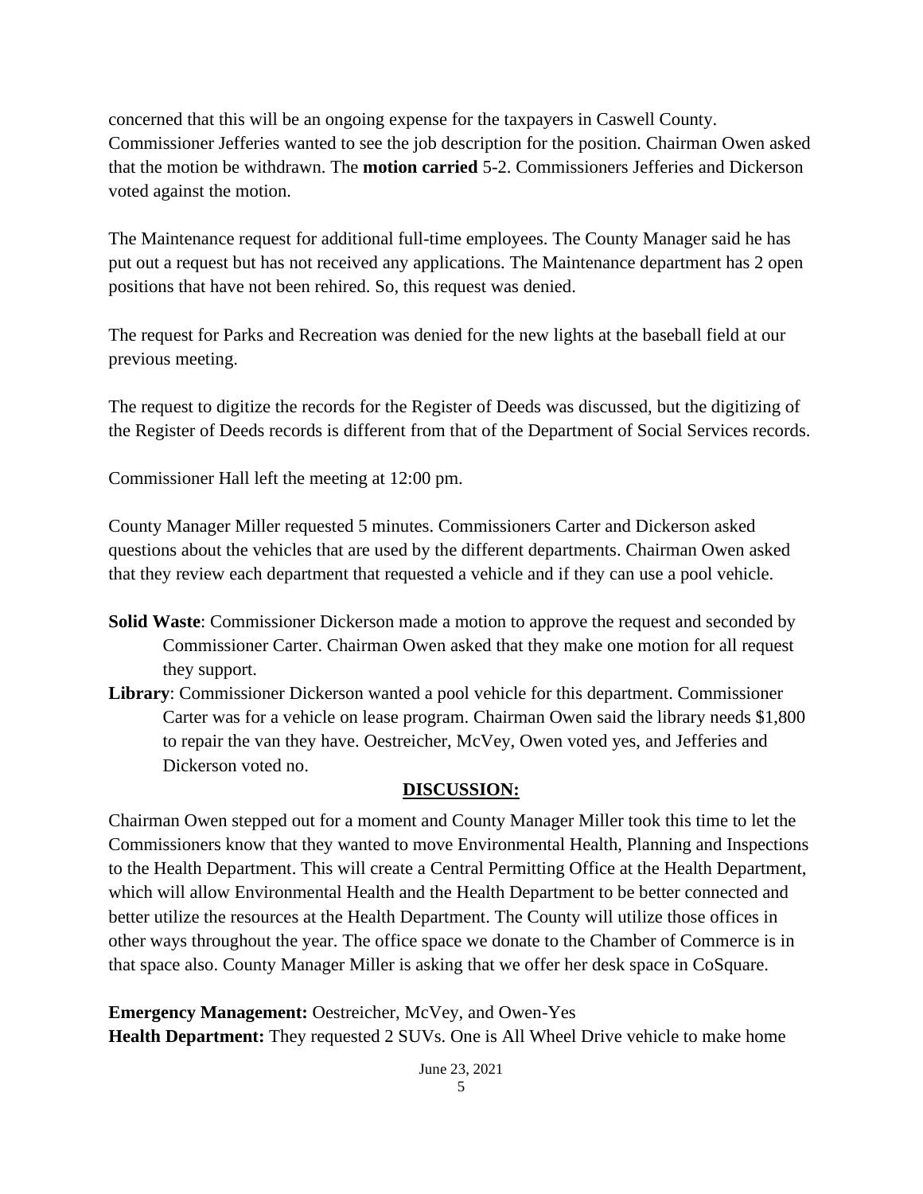concerned that this will be an ongoing expense for the taxpayers in Caswell County. Commissioner Jefferies wanted to see the job description for the position. Chairman Owen asked that the motion be withdrawn. The **motion carried** 5-2. Commissioners Jefferies and Dickerson voted against the motion.

The Maintenance request for additional full-time employees. The County Manager said he has put out a request but has not received any applications. The Maintenance department has 2 open positions that have not been rehired. So, this request was denied.

The request for Parks and Recreation was denied for the new lights at the baseball field at our previous meeting.

The request to digitize the records for the Register of Deeds was discussed, but the digitizing of the Register of Deeds records is different from that of the Department of Social Services records.

Commissioner Hall left the meeting at 12:00 pm.

County Manager Miller requested 5 minutes. Commissioners Carter and Dickerson asked questions about the vehicles that are used by the different departments. Chairman Owen asked that they review each department that requested a vehicle and if they can use a pool vehicle.

**Solid Waste**: Commissioner Dickerson made a motion to approve the request and seconded by Commissioner Carter. Chairman Owen asked that they make one motion for all request they support.

**Library**: Commissioner Dickerson wanted a pool vehicle for this department. Commissioner Carter was for a vehicle on lease program. Chairman Owen said the library needs $1,800 to repair the van they have. Oestreicher, McVey, Owen voted yes, and Jefferies and Dickerson voted no.

## DISCUSSION:

Chairman Owen stepped out for a moment and County Manager Miller took this time to let the Commissioners know that they wanted to move Environmental Health, Planning and Inspections to the Health Department. This will create a Central Permitting Office at the Health Department, which will allow Environmental Health and the Health Department to be better connected and better utilize the resources at the Health Department. The County will utilize those offices in other ways throughout the year. The office space we donate to the Chamber of Commerce is in that space also. County Manager Miller is asking that we offer her desk space in CoSquare.

**Emergency Management:** Oestreicher, McVey, and Owen-Yes
**Health Department:** They requested 2 SUVs. One is All Wheel Drive vehicle to make home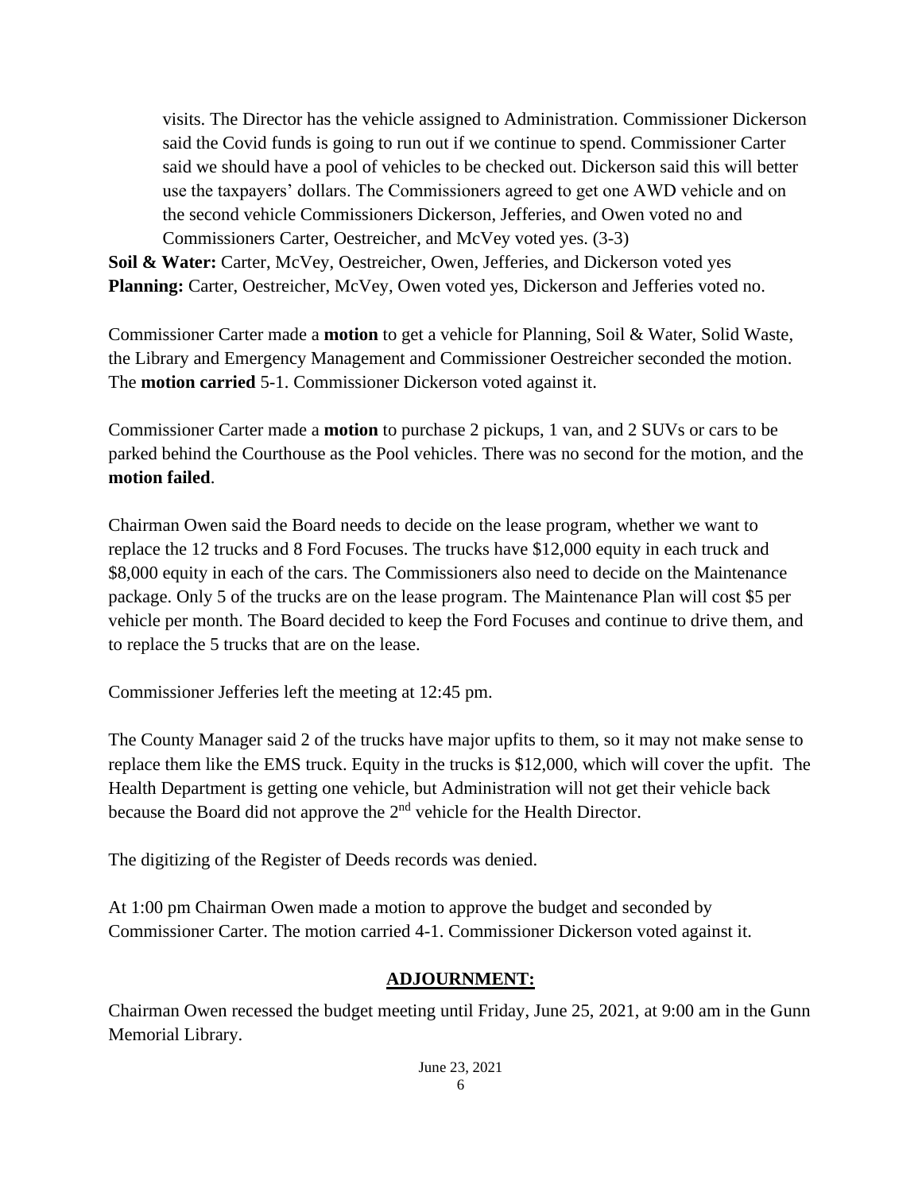visits. The Director has the vehicle assigned to Administration. Commissioner Dickerson said the Covid funds is going to run out if we continue to spend. Commissioner Carter said we should have a pool of vehicles to be checked out. Dickerson said this will better use the taxpayers' dollars. The Commissioners agreed to get one AWD vehicle and on the second vehicle Commissioners Dickerson, Jefferies, and Owen voted no and Commissioners Carter, Oestreicher, and McVey voted yes. (3-3)

**Soil & Water:** Carter, McVey, Oestreicher, Owen, Jefferies, and Dickerson voted yes
**Planning:** Carter, Oestreicher, McVey, Owen voted yes, Dickerson and Jefferies voted no.

Commissioner Carter made a **motion** to get a vehicle for Planning, Soil & Water, Solid Waste, the Library and Emergency Management and Commissioner Oestreicher seconded the motion. The **motion carried** 5-1. Commissioner Dickerson voted against it.

Commissioner Carter made a **motion** to purchase 2 pickups, 1 van, and 2 SUVs or cars to be parked behind the Courthouse as the Pool vehicles. There was no second for the motion, and the **motion failed**.

Chairman Owen said the Board needs to decide on the lease program, whether we want to replace the 12 trucks and 8 Ford Focuses. The trucks have $12,000 equity in each truck and $8,000 equity in each of the cars. The Commissioners also need to decide on the Maintenance package. Only 5 of the trucks are on the lease program. The Maintenance Plan will cost $5 per vehicle per month. The Board decided to keep the Ford Focuses and continue to drive them, and to replace the 5 trucks that are on the lease.

Commissioner Jefferies left the meeting at 12:45 pm.

The County Manager said 2 of the trucks have major upfits to them, so it may not make sense to replace them like the EMS truck. Equity in the trucks is $12,000, which will cover the upfit. The Health Department is getting one vehicle, but Administration will not get their vehicle back because the Board did not approve the 2nd vehicle for the Health Director.

The digitizing of the Register of Deeds records was denied.

At 1:00 pm Chairman Owen made a motion to approve the budget and seconded by Commissioner Carter. The motion carried 4-1. Commissioner Dickerson voted against it.

## ADJOURNMENT:

Chairman Owen recessed the budget meeting until Friday, June 25, 2021, at 9:00 am in the Gunn Memorial Library.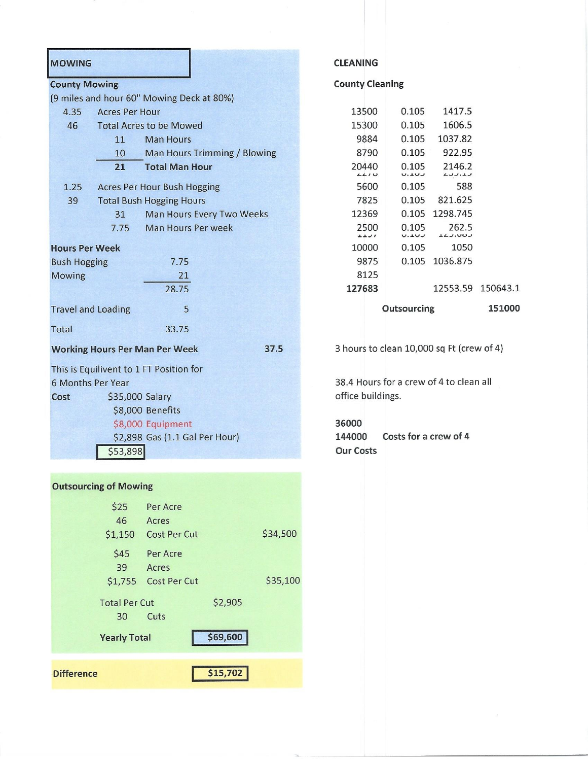## MOWING

### County Mowing

(9 miles and hour 60" Mowing Deck at 80%)

| | | |
|---|---|---|
| 4.35 | Acres Per Hour | |
| 46 | Total Acres to be Mowed | |
| | 11 | Man Hours |
| | 10 | Man Hours Trimming / Blowing |
| | **21** | **Total Man Hour** |
| 1.25 | Acres Per Hour Bush Hogging | |
| 39 | Total Bush Hogging Hours | |
| | 31 | Man Hours Every Two Weeks |
| | 7.75 | Man Hours Per week |

**Hours Per Week**

| | |
|---|---|
| Bush Hogging | 7.75 |
| Mowing | 21 |
| | 28.75 |
| Travel and Loading | 5 |
| Total | 33.75 |

**Working Hours Per Man Per Week** **37.5**

This is Equilivent to 1 FT Position for 6 Months Per Year

**Cost**

| | |
|---|---|
| $35,000 | Salary |
| $8,000 | Benefits |
| $8,000 | Equipment |
| $2,898 | Gas (1.1 Gal Per Hour) |
| $53,898 | |

### Outsourcing of Mowing

| | | | |
|---|---|---|---|
| $25 | Per Acre | | |
| 46 | Acres | | |
| $1,150 | Cost Per Cut | | $34,500 |
| $45 | Per Acre | | |
| 39 | Acres | | |
| $1,755 | Cost Per Cut | | $35,100 |
| Total Per Cut | | $2,905 | |
| 30 | Cuts | | |
| **Yearly Total** | | **$69,600** | |

**Difference** **$15,702**

## CLEANING

### County Cleaning

| | | | |
|---|---|---|---|
| 13500 | 0.105 | 1417.5 | |
| 15300 | 0.105 | 1606.5 | |
| 9884 | 0.105 | 1037.82 | |
| 8790 | 0.105 | 922.95 | |
| 20440 | 0.105 | 2146.2 | |
| 5600 | 0.105 | 588 | |
| 7825 | 0.105 | 821.625 | |
| 12369 | 0.105 | 1298.745 | |
| 2500 | 0.105 | 262.5 | |
| 10000 | 0.105 | 1050 | |
| 9875 | 0.105 | 1036.875 | |
| 8125 | | | |
| **127683** | | 12553.59 | 150643.1 |
| | **Outsourcing** | | **151000** |

3 hours to clean 10,000 sq Ft (crew of 4)

38.4 Hours for a crew of 4 to clean all office buildings.

**36000**
**144000** **Costs for a crew of 4**
**Our Costs**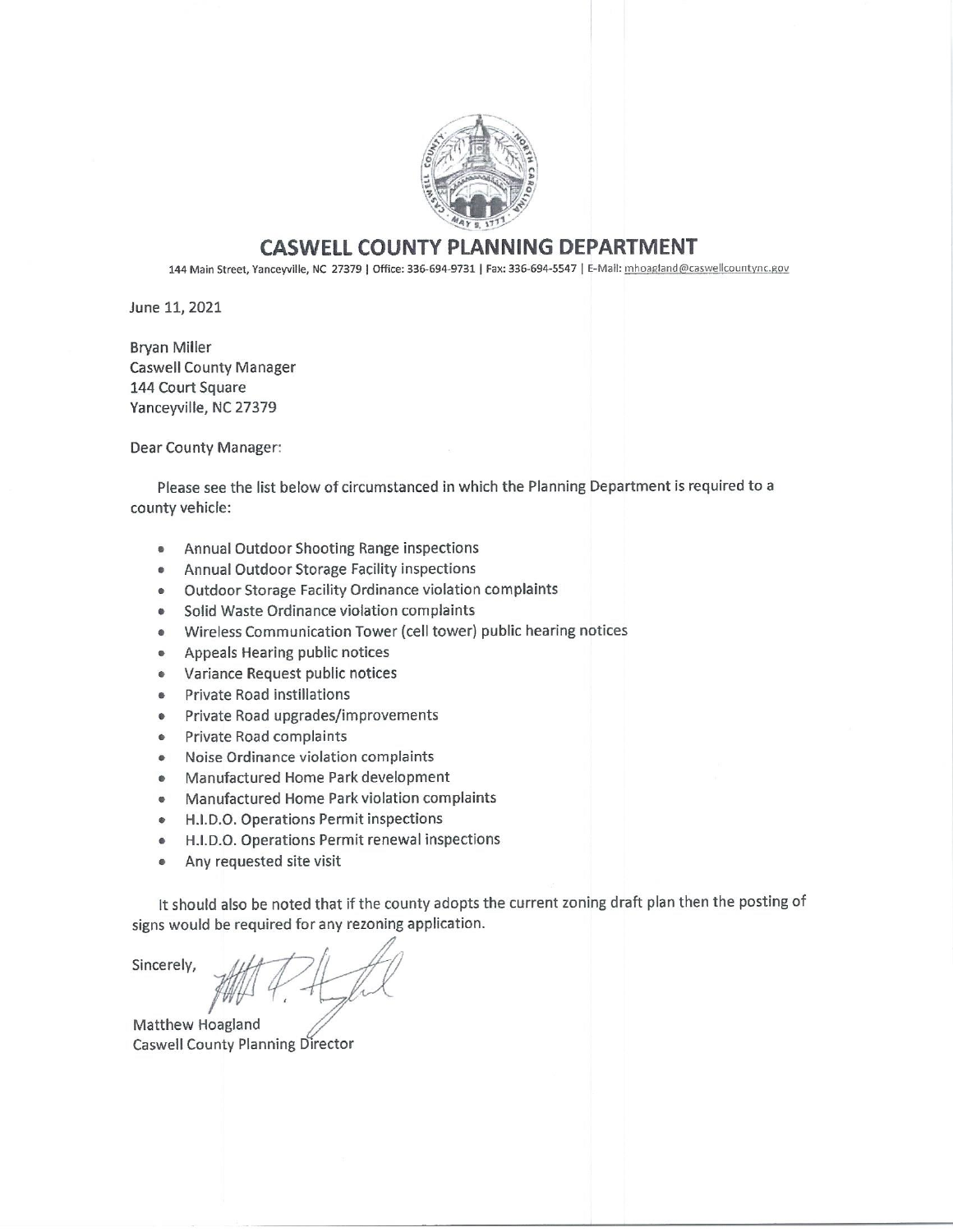# CASWELL COUNTY PLANNING DEPARTMENT

144 Main Street, Yanceyville, NC 27379 | Office: 336-694-9731 | Fax: 336-694-5547 | E-Mail: mhoagland@caswellcountync.gov

June 11, 2021

Bryan Miller
Caswell County Manager
144 Court Square
Yanceyville, NC 27379

Dear County Manager:

Please see the list below of circumstanced in which the Planning Department is required to a county vehicle:

- Annual Outdoor Shooting Range inspections
- Annual Outdoor Storage Facility inspections
- Outdoor Storage Facility Ordinance violation complaints
- Solid Waste Ordinance violation complaints
- Wireless Communication Tower (cell tower) public hearing notices
- Appeals Hearing public notices
- Variance Request public notices
- Private Road instillations
- Private Road upgrades/improvements
- Private Road complaints
- Noise Ordinance violation complaints
- Manufactured Home Park development
- Manufactured Home Park violation complaints
- H.I.D.O. Operations Permit inspections
- H.I.D.O. Operations Permit renewal inspections
- Any requested site visit

It should also be noted that if the county adopts the current zoning draft plan then the posting of signs would be required for any rezoning application.

Sincerely,

Matthew Hoagland
Caswell County Planning Director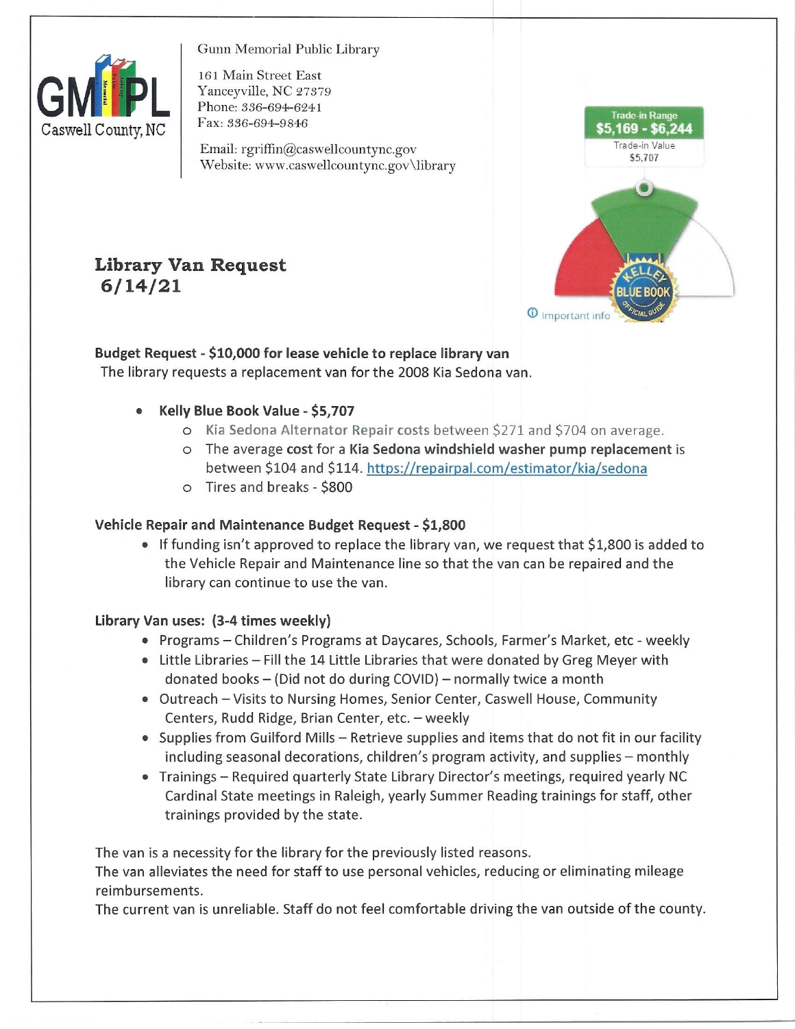Gunn Memorial Public Library

161 Main Street East
Yanceyville, NC 27379
Phone: 336-694-6241
Fax: 336-694-9846

Email: rgriffin@caswellcountync.gov
Website: www.caswellcountync.gov\library

GMPL
Caswell County, NC

Trade-in Range
$5,169 - $6,244
Trade-in Value
$5,707

Important info

## Library Van Request
## 6/14/21

**Budget Request - $10,000 for lease vehicle to replace library van**
The library requests a replacement van for the 2008 Kia Sedona van.

- **Kelly Blue Book Value - $5,707**
  - Kia Sedona Alternator Repair costs between $271 and $704 on average.
  - The average **cost** for a **Kia Sedona windshield washer pump replacement** is between $104 and $114. https://repairpal.com/estimator/kia/sedona
  - Tires and breaks - $800

**Vehicle Repair and Maintenance Budget Request - $1,800**

- If funding isn't approved to replace the library van, we request that $1,800 is added to the Vehicle Repair and Maintenance line so that the van can be repaired and the library can continue to use the van.

**Library Van uses: (3-4 times weekly)**

- Programs – Children's Programs at Daycares, Schools, Farmer's Market, etc - weekly
- Little Libraries – Fill the 14 Little Libraries that were donated by Greg Meyer with donated books – (Did not do during COVID) – normally twice a month
- Outreach – Visits to Nursing Homes, Senior Center, Caswell House, Community Centers, Rudd Ridge, Brian Center, etc. – weekly
- Supplies from Guilford Mills – Retrieve supplies and items that do not fit in our facility including seasonal decorations, children's program activity, and supplies – monthly
- Trainings – Required quarterly State Library Director's meetings, required yearly NC Cardinal State meetings in Raleigh, yearly Summer Reading trainings for staff, other trainings provided by the state.

The van is a necessity for the library for the previously listed reasons.
The van alleviates the need for staff to use personal vehicles, reducing or eliminating mileage reimbursements.
The current van is unreliable. Staff do not feel comfortable driving the van outside of the county.